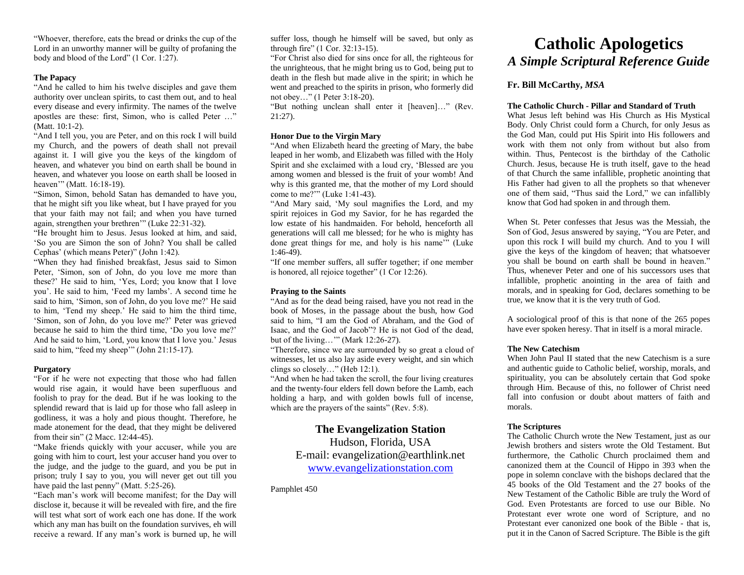"Whoever, therefore, eats the bread or drinks the cup of the Lord in an unworthy manner will be guilty of profaning the body and blood of the Lord" (1 Cor. 1:27).

**The Papacy**

"And he called to him his twelve disciples and gave them authority over unclean spirits, to cast them out, and to heal every disease and every infirmity. The names of the twelve apostles are these: first, Simon, who is called Peter …" (Matt. 10:1-2).

"And I tell you, you are Peter, and on this rock I will build my Church, and the powers of death shall not prevail against it. I will give you the keys of the kingdom of heaven, and whatever you bind on earth shall be bound in heaven, and whatever you loose on earth shall be loosed in heaven'" (Matt. 16:18-19).

"Simon, Simon, behold Satan has demanded to have you, that he might sift you like wheat, but I have prayed for you that your faith may not fail; and when you have turned again, strengthen your brethren'" (Luke 22:31-32).

"He brought him to Jesus. Jesus looked at him, and said, 'So you are Simon the son of John? You shall be called Cephas' (which means Peter)" (John 1:42).

"When they had finished breakfast, Jesus said to Simon Peter, 'Simon, son of John, do you love me more than these?' He said to him, 'Yes, Lord; you know that I love you'. He said to him, 'Feed my lambs'. A second time he said to him, 'Simon, son of John, do you love me?' He said to him, 'Tend my sheep.' He said to him the third time, 'Simon, son of John, do you love me?' Peter was grieved because he said to him the third time, 'Do you love me?' And he said to him, 'Lord, you know that I love you.' Jesus said to him, "feed my sheep'" (John 21:15-17).

**Purgatory**

"For if he were not expecting that those who had fallen would rise again, it would have been superfluous and foolish to pray for the dead. But if he was looking to the splendid reward that is laid up for those who fall asleep in godliness, it was a holy and pious thought. Therefore, he made atonement for the dead, that they might be delivered from their sin" (2 Macc. 12:44-45).

"Make friends quickly with your accuser, while you are going with him to court, lest your accuser hand you over to the judge, and the judge to the guard, and you be put in prison; truly I say to you, you will never get out till you have paid the last penny" (Matt. 5:25-26).

"Each man's work will become manifest; for the Day will disclose it, because it will be revealed with fire, and the fire will test what sort of work each one has done. If the work which any man has built on the foundation survives, eh will receive a reward. If any man's work is burned up, he will suffer loss, though he himself will be saved, but only as through fire" (1 Cor. 32:13-15).

"For Christ also died for sins once for all, the righteous for the unrighteous, that he might bring us to God, being put to death in the flesh but made alive in the spirit; in which he went and preached to the spirits in prison, who formerly did not obey…" (1 Peter 3:18-20).

"But nothing unclean shall enter it [heaven]…" (Rev. 21:27).

**Honor Due to the Virgin Mary**

"And when Elizabeth heard the greeting of Mary, the babe leaped in her womb, and Elizabeth was filled with the Holy Spirit and she exclaimed with a loud cry, 'Blessed are you among women and blessed is the fruit of your womb! And why is this granted me, that the mother of my Lord should come to me?'" (Luke 1:41-43).

"And Mary said, 'My soul magnifies the Lord, and my spirit rejoices in God my Savior, for he has regarded the low estate of his handmaiden. For behold, henceforth all generations will call me blessed; for he who is mighty has done great things for me, and holy is his name'" (Luke 1:46-49).

"If one member suffers, all suffer together; if one member is honored, all rejoice together" (1 Cor 12:26).

**Praying to the Saints**

"And as for the dead being raised, have you not read in the book of Moses, in the passage about the bush, how God said to him, "I am the God of Abraham, and the God of Isaac, and the God of Jacob"? He is not God of the dead, but of the living…'" (Mark 12:26-27).

"Therefore, since we are surrounded by so great a cloud of witnesses, let us also lay aside every weight, and sin which clings so closely…" (Heb 12:1).

"And when he had taken the scroll, the four living creatures and the twenty-four elders fell down before the Lamb, each holding a harp, and with golden bowls full of incense, which are the prayers of the saints" (Rev. 5:8).

**The Evangelization Station**
Hudson, Florida, USA
E-mail: evangelization@earthlink.net
www.evangelizationstation.com

Pamphlet 450

# Catholic Apologetics

## *A Simple Scriptural Reference Guide*

**Fr. Bill McCarthy, *MSA***

**The Catholic Church - Pillar and Standard of Truth**

What Jesus left behind was His Church as His Mystical Body. Only Christ could form a Church, for only Jesus as the God Man, could put His Spirit into His followers and work with them not only from without but also from within. Thus, Pentecost is the birthday of the Catholic Church. Jesus, because He is truth itself, gave to the head of that Church the same infallible, prophetic anointing that His Father had given to all the prophets so that whenever one of them said, "Thus said the Lord," we can infallibly know that God had spoken in and through them.

When St. Peter confesses that Jesus was the Messiah, the Son of God, Jesus answered by saying, "You are Peter, and upon this rock I will build my church. And to you I will give the keys of the kingdom of heaven; that whatsoever you shall be bound on earth shall be bound in heaven." Thus, whenever Peter and one of his successors uses that infallible, prophetic anointing in the area of faith and morals, and in speaking for God, declares something to be true, we know that it is the very truth of God.

A sociological proof of this is that none of the 265 popes have ever spoken heresy. That in itself is a moral miracle.

**The New Catechism**

When John Paul II stated that the new Catechism is a sure and authentic guide to Catholic belief, worship, morals, and spirituality, you can be absolutely certain that God spoke through Him. Because of this, no follower of Christ need fall into confusion or doubt about matters of faith and morals.

**The Scriptures**

The Catholic Church wrote the New Testament, just as our Jewish brothers and sisters wrote the Old Testament. But furthermore, the Catholic Church proclaimed them and canonized them at the Council of Hippo in 393 when the pope in solemn conclave with the bishops declared that the 45 books of the Old Testament and the 27 books of the New Testament of the Catholic Bible are truly the Word of God. Even Protestants are forced to use our Bible. No Protestant ever wrote one word of Scripture, and no Protestant ever canonized one book of the Bible - that is, put it in the Canon of Sacred Scripture. The Bible is the gift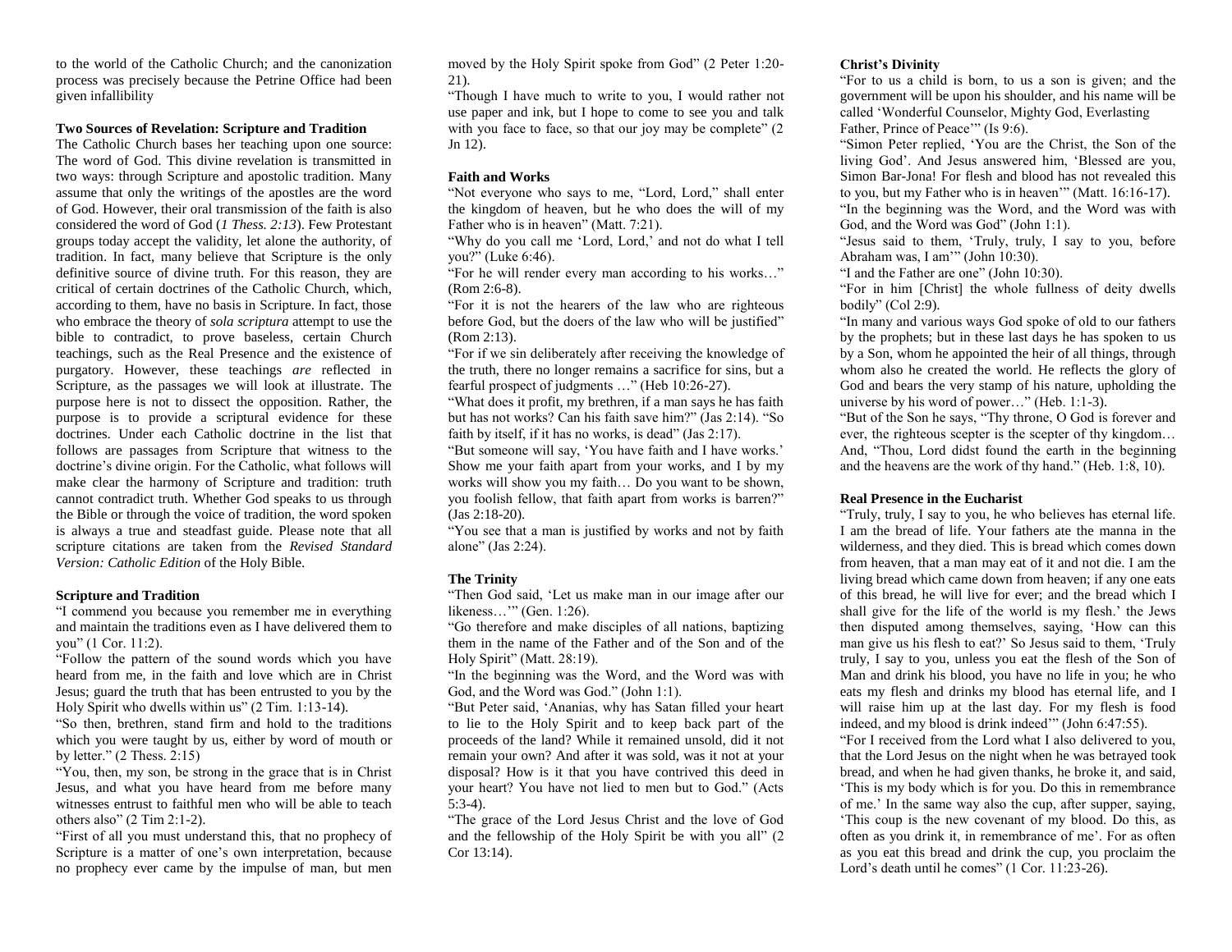to the world of the Catholic Church; and the canonization process was precisely because the Petrine Office had been given infallibility

**Two Sources of Revelation: Scripture and Tradition**

The Catholic Church bases her teaching upon one source: The word of God. This divine revelation is transmitted in two ways: through Scripture and apostolic tradition. Many assume that only the writings of the apostles are the word of God. However, their oral transmission of the faith is also considered the word of God (*1 Thess. 2:13*). Few Protestant groups today accept the validity, let alone the authority, of tradition. In fact, many believe that Scripture is the only definitive source of divine truth. For this reason, they are critical of certain doctrines of the Catholic Church, which, according to them, have no basis in Scripture. In fact, those who embrace the theory of *sola scriptura* attempt to use the bible to contradict, to prove baseless, certain Church teachings, such as the Real Presence and the existence of purgatory. However, these teachings *are* reflected in Scripture, as the passages we will look at illustrate. The purpose here is not to dissect the opposition. Rather, the purpose is to provide a scriptural evidence for these doctrines. Under each Catholic doctrine in the list that follows are passages from Scripture that witness to the doctrine's divine origin. For the Catholic, what follows will make clear the harmony of Scripture and tradition: truth cannot contradict truth. Whether God speaks to us through the Bible or through the voice of tradition, the word spoken is always a true and steadfast guide. Please note that all scripture citations are taken from the *Revised Standard Version: Catholic Edition* of the Holy Bible.

**Scripture and Tradition**

"I commend you because you remember me in everything and maintain the traditions even as I have delivered them to you" (1 Cor. 11:2).

"Follow the pattern of the sound words which you have heard from me, in the faith and love which are in Christ Jesus; guard the truth that has been entrusted to you by the Holy Spirit who dwells within us" (2 Tim. 1:13-14).

"So then, brethren, stand firm and hold to the traditions which you were taught by us, either by word of mouth or by letter." (2 Thess. 2:15)

"You, then, my son, be strong in the grace that is in Christ Jesus, and what you have heard from me before many witnesses entrust to faithful men who will be able to teach others also" (2 Tim 2:1-2).

"First of all you must understand this, that no prophecy of Scripture is a matter of one's own interpretation, because no prophecy ever came by the impulse of man, but men moved by the Holy Spirit spoke from God" (2 Peter 1:20-21).

"Though I have much to write to you, I would rather not use paper and ink, but I hope to come to see you and talk with you face to face, so that our joy may be complete" (2 Jn 12).

**Faith and Works**

"Not everyone who says to me, "Lord, Lord," shall enter the kingdom of heaven, but he who does the will of my Father who is in heaven" (Matt. 7:21).

"Why do you call me 'Lord, Lord,' and not do what I tell you?" (Luke 6:46).

"For he will render every man according to his works…" (Rom 2:6-8).

"For it is not the hearers of the law who are righteous before God, but the doers of the law who will be justified" (Rom 2:13).

"For if we sin deliberately after receiving the knowledge of the truth, there no longer remains a sacrifice for sins, but a fearful prospect of judgments …" (Heb 10:26-27).

"What does it profit, my brethren, if a man says he has faith but has not works? Can his faith save him?" (Jas 2:14). "So faith by itself, if it has no works, is dead" (Jas 2:17).

"But someone will say, 'You have faith and I have works.' Show me your faith apart from your works, and I by my works will show you my faith… Do you want to be shown, you foolish fellow, that faith apart from works is barren?" (Jas 2:18-20).

"You see that a man is justified by works and not by faith alone" (Jas 2:24).

**The Trinity**

"Then God said, 'Let us make man in our image after our likeness…'" (Gen. 1:26).

"Go therefore and make disciples of all nations, baptizing them in the name of the Father and of the Son and of the Holy Spirit" (Matt. 28:19).

"In the beginning was the Word, and the Word was with God, and the Word was God." (John 1:1).

"But Peter said, 'Ananias, why has Satan filled your heart to lie to the Holy Spirit and to keep back part of the proceeds of the land? While it remained unsold, did it not remain your own? And after it was sold, was it not at your disposal? How is it that you have contrived this deed in your heart? You have not lied to men but to God." (Acts 5:3-4).

"The grace of the Lord Jesus Christ and the love of God and the fellowship of the Holy Spirit be with you all" (2 Cor 13:14).

**Christ's Divinity**

"For to us a child is born, to us a son is given; and the government will be upon his shoulder, and his name will be called 'Wonderful Counselor, Mighty God, Everlasting Father, Prince of Peace'" (Is 9:6).

"Simon Peter replied, 'You are the Christ, the Son of the living God'. And Jesus answered him, 'Blessed are you, Simon Bar-Jona! For flesh and blood has not revealed this to you, but my Father who is in heaven'" (Matt. 16:16-17).

"In the beginning was the Word, and the Word was with God, and the Word was God" (John 1:1).

"Jesus said to them, 'Truly, truly, I say to you, before Abraham was, I am'" (John 10:30).

"I and the Father are one" (John 10:30).

"For in him [Christ] the whole fullness of deity dwells bodily" (Col 2:9).

"In many and various ways God spoke of old to our fathers by the prophets; but in these last days he has spoken to us by a Son, whom he appointed the heir of all things, through whom also he created the world. He reflects the glory of God and bears the very stamp of his nature, upholding the universe by his word of power…" (Heb. 1:1-3).

"But of the Son he says, "Thy throne, O God is forever and ever, the righteous scepter is the scepter of thy kingdom… And, "Thou, Lord didst found the earth in the beginning and the heavens are the work of thy hand." (Heb. 1:8, 10).

**Real Presence in the Eucharist**

"Truly, truly, I say to you, he who believes has eternal life. I am the bread of life. Your fathers ate the manna in the wilderness, and they died. This is bread which comes down from heaven, that a man may eat of it and not die. I am the living bread which came down from heaven; if any one eats of this bread, he will live for ever; and the bread which I shall give for the life of the world is my flesh.' the Jews then disputed among themselves, saying, 'How can this man give us his flesh to eat?' So Jesus said to them, 'Truly truly, I say to you, unless you eat the flesh of the Son of Man and drink his blood, you have no life in you; he who eats my flesh and drinks my blood has eternal life, and I will raise him up at the last day. For my flesh is food indeed, and my blood is drink indeed'" (John 6:47:55).

"For I received from the Lord what I also delivered to you, that the Lord Jesus on the night when he was betrayed took bread, and when he had given thanks, he broke it, and said, 'This is my body which is for you. Do this in remembrance of me.' In the same way also the cup, after supper, saying, 'This coup is the new covenant of my blood. Do this, as often as you drink it, in remembrance of me'. For as often as you eat this bread and drink the cup, you proclaim the Lord's death until he comes" (1 Cor. 11:23-26).